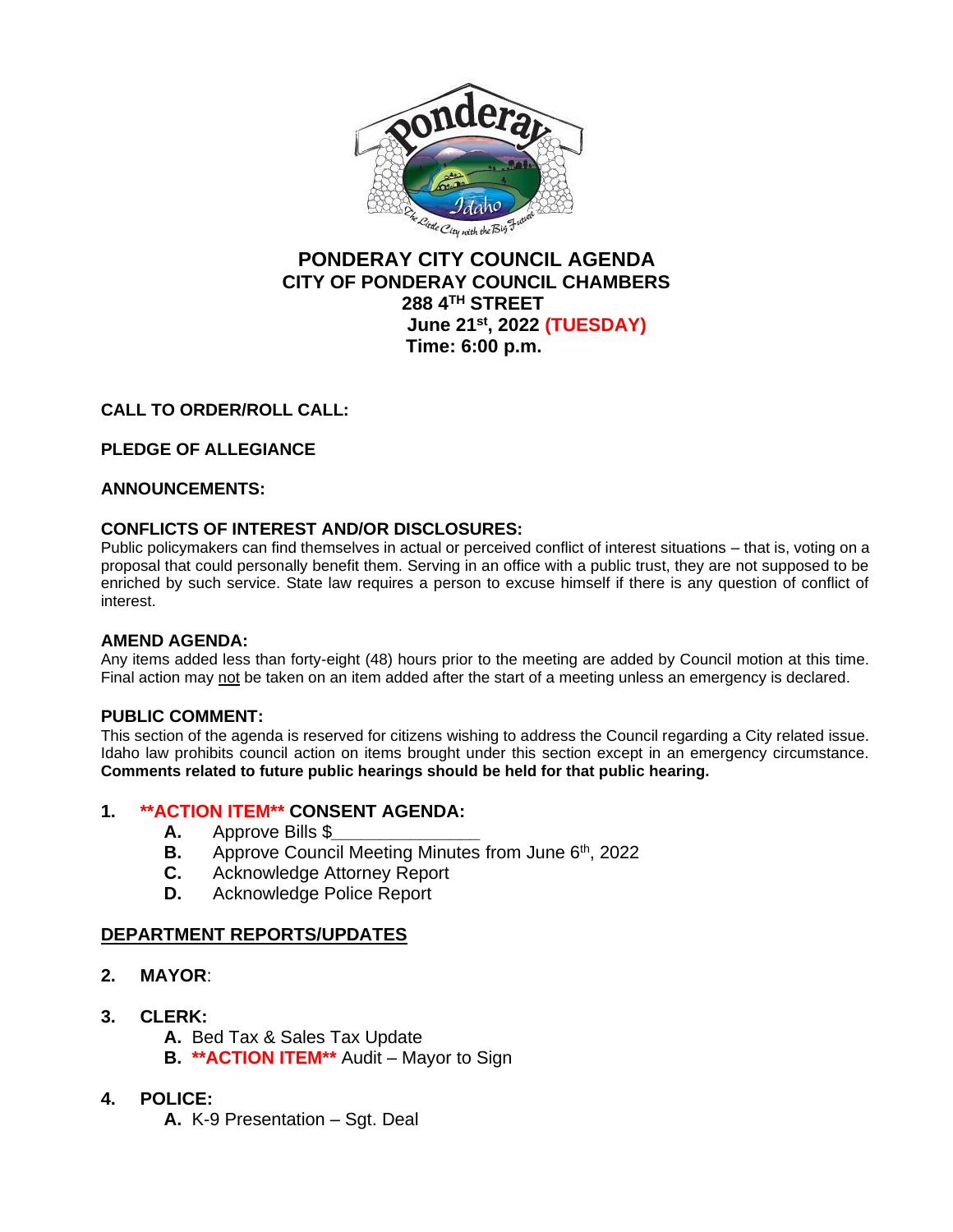# PONDERAY CITY COUNCIL AGENDA
## CITY OF PONDERAY COUNCIL CHAMBERS
## 288 4TH STREET
## June 21st, 2022 (TUESDAY)
## Time: 6:00 p.m.

**CALL TO ORDER/ROLL CALL:**

**PLEDGE OF ALLEGIANCE**

**ANNOUNCEMENTS:**

**CONFLICTS OF INTEREST AND/OR DISCLOSURES:**
Public policymakers can find themselves in actual or perceived conflict of interest situations – that is, voting on a proposal that could personally benefit them. Serving in an office with a public trust, they are not supposed to be enriched by such service. State law requires a person to excuse himself if there is any question of conflict of interest.

**AMEND AGENDA:**
Any items added less than forty-eight (48) hours prior to the meeting are added by Council motion at this time. Final action may not be taken on an item added after the start of a meeting unless an emergency is declared.

**PUBLIC COMMENT:**
This section of the agenda is reserved for citizens wishing to address the Council regarding a City related issue. Idaho law prohibits council action on items brought under this section except in an emergency circumstance. **Comments related to future public hearings should be held for that public hearing.**

1. **\*\*ACTION ITEM\*\* CONSENT AGENDA:**
   - **A.** Approve Bills $_______________
   - **B.** Approve Council Meeting Minutes from June 6th, 2022
   - **C.** Acknowledge Attorney Report
   - **D.** Acknowledge Police Report

**DEPARTMENT REPORTS/UPDATES**

2. **MAYOR**:

3. **CLERK:**
   - **A.** Bed Tax & Sales Tax Update
   - **B.** **\*\*ACTION ITEM\*\*** Audit – Mayor to Sign

4. **POLICE:**
   - **A.** K-9 Presentation – Sgt. Deal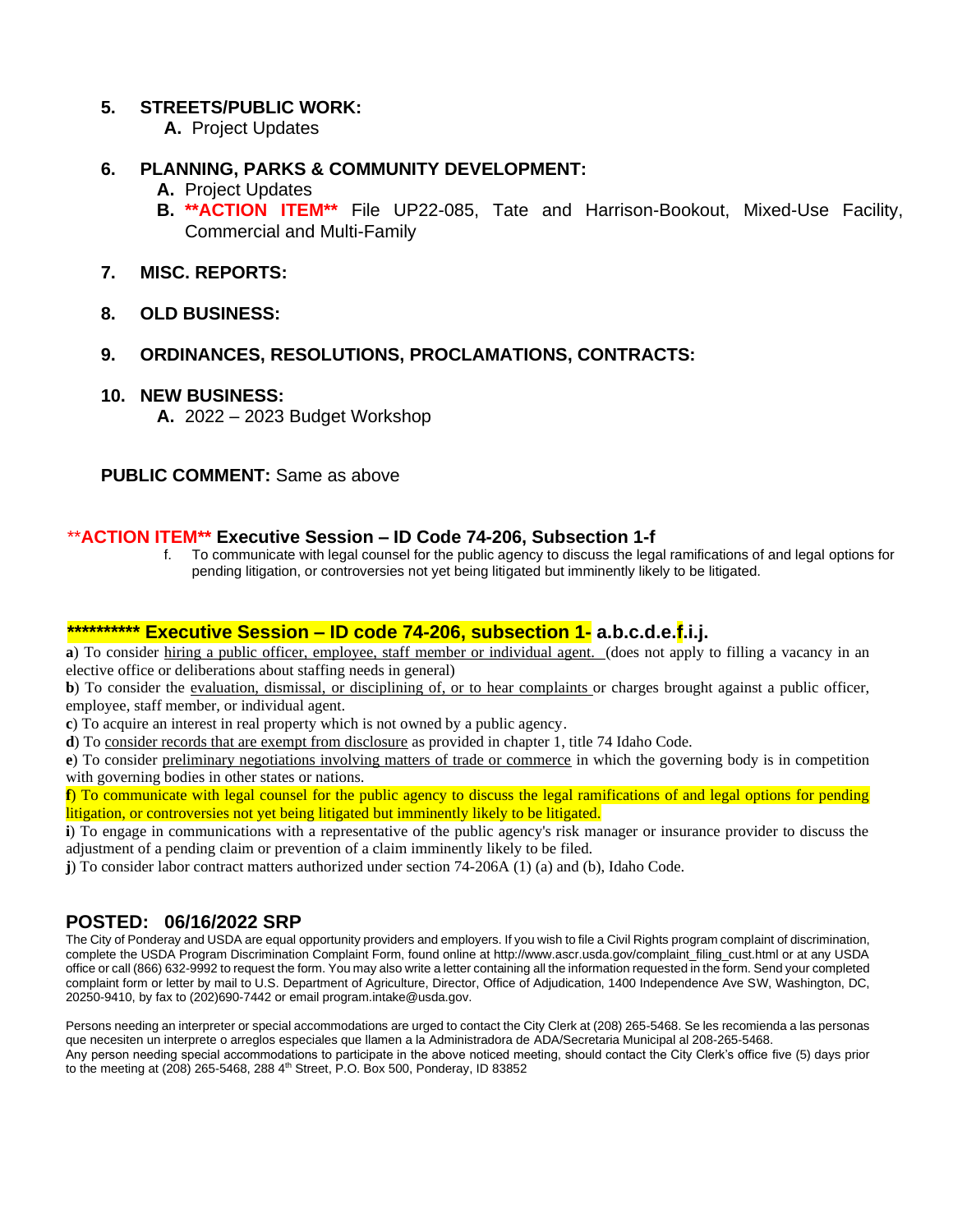5. **STREETS/PUBLIC WORK:**
   - **A.** Project Updates

6. **PLANNING, PARKS & COMMUNITY DEVELOPMENT:**
   - **A.** Project Updates
   - **B.** ****ACTION ITEM**** File UP22-085, Tate and Harrison-Bookout, Mixed-Use Facility, Commercial and Multi-Family

7. **MISC. REPORTS:**

8. **OLD BUSINESS:**

9. **ORDINANCES, RESOLUTIONS, PROCLAMATIONS, CONTRACTS:**

10. **NEW BUSINESS:**
    - **A.** 2022 – 2023 Budget Workshop

**PUBLIC COMMENT:** Same as above

****ACTION ITEM** Executive Session – ID Code 74-206, Subsection 1-f**

f. To communicate with legal counsel for the public agency to discuss the legal ramifications of and legal options for pending litigation, or controversies not yet being litigated but imminently likely to be litigated.

**********\* Executive Session – ID code 74-206, subsection 1- a.b.c.d.e.f.i.j.**

**a**) To consider hiring a public officer, employee, staff member or individual agent. (does not apply to filling a vacancy in an elective office or deliberations about staffing needs in general)

**b**) To consider the evaluation, dismissal, or disciplining of, or to hear complaints or charges brought against a public officer, employee, staff member, or individual agent.

**c**) To acquire an interest in real property which is not owned by a public agency.

**d**) To consider records that are exempt from disclosure as provided in chapter 1, title 74 Idaho Code.

**e**) To consider preliminary negotiations involving matters of trade or commerce in which the governing body is in competition with governing bodies in other states or nations.

**f**) To communicate with legal counsel for the public agency to discuss the legal ramifications of and legal options for pending litigation, or controversies not yet being litigated but imminently likely to be litigated.

**i**) To engage in communications with a representative of the public agency's risk manager or insurance provider to discuss the adjustment of a pending claim or prevention of a claim imminently likely to be filed.

**j**) To consider labor contract matters authorized under section 74-206A (1) (a) and (b), Idaho Code.

## POSTED: 06/16/2022 SRP

The City of Ponderay and USDA are equal opportunity providers and employers. If you wish to file a Civil Rights program complaint of discrimination, complete the USDA Program Discrimination Complaint Form, found online at http://www.ascr.usda.gov/complaint_filing_cust.html or at any USDA office or call (866) 632-9992 to request the form. You may also write a letter containing all the information requested in the form. Send your completed complaint form or letter by mail to U.S. Department of Agriculture, Director, Office of Adjudication, 1400 Independence Ave SW, Washington, DC, 20250-9410, by fax to (202)690-7442 or email program.intake@usda.gov.

Persons needing an interpreter or special accommodations are urged to contact the City Clerk at (208) 265-5468. Se les recomienda a las personas que necesiten un interprete o arreglos especiales que llamen a la Administradora de ADA/Secretaria Municipal al 208-265-5468.
Any person needing special accommodations to participate in the above noticed meeting, should contact the City Clerk's office five (5) days prior to the meeting at (208) 265-5468, 288 4th Street, P.O. Box 500, Ponderay, ID 83852